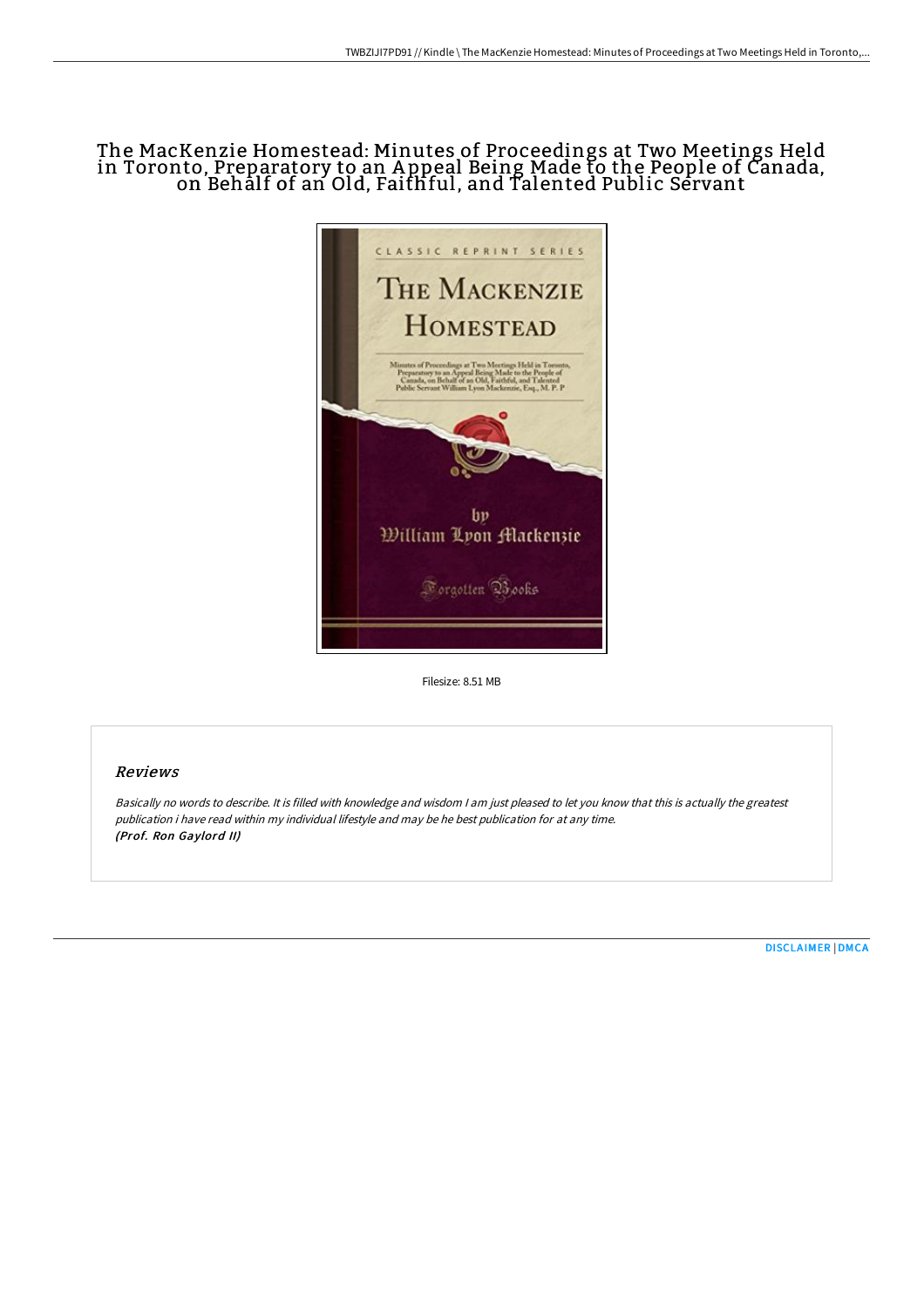# The MacKenzie Homestead: Minutes of Proceedings at Two Meetings Held in Toronto, Preparatory to an Appeal Being Made to the People of Canada, on Behalf of an Old, Faithful, and Talented Public Servant

Filesize: 8.51 MB

## Reviews

*Basically no words to describe. It is filled with knowledge and wisdom I am just pleased to let you know that this is actually the greatest publication i have read within my individual lifestyle and may be he best publication for at any time.*
***(Prof. Ron Gaylord II)***

DISCLAIMER | DMCA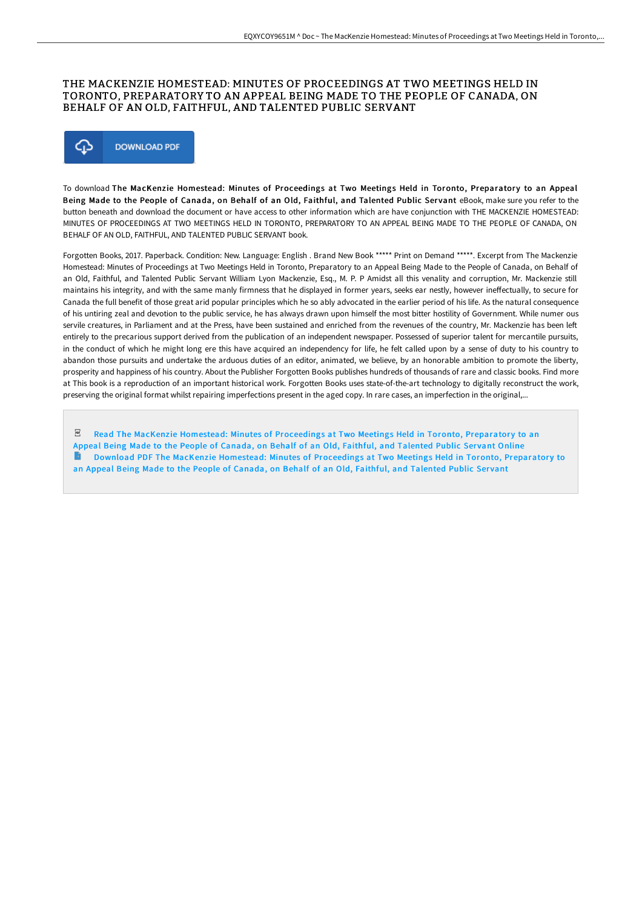# THE MACKENZIE HOMESTEAD: MINUTES OF PROCEEDINGS AT TWO MEETINGS HELD IN TORONTO, PREPARATORY TO AN APPEAL BEING MADE TO THE PEOPLE OF CANADA, ON BEHALF OF AN OLD, FAITHFUL, AND TALENTED PUBLIC SERVANT

DOWNLOAD PDF

To download **The MacKenzie Homestead: Minutes of Proceedings at Two Meetings Held in Toronto, Preparatory to an Appeal Being Made to the People of Canada, on Behalf of an Old, Faithful, and Talented Public Servant** eBook, make sure you refer to the button beneath and download the document or have access to other information which are have conjunction with THE MACKENZIE HOMESTEAD: MINUTES OF PROCEEDINGS AT TWO MEETINGS HELD IN TORONTO, PREPARATORY TO AN APPEAL BEING MADE TO THE PEOPLE OF CANADA, ON BEHALF OF AN OLD, FAITHFUL, AND TALENTED PUBLIC SERVANT book.

Forgotten Books, 2017. Paperback. Condition: New. Language: English . Brand New Book ***** Print on Demand *****. Excerpt from The Mackenzie Homestead: Minutes of Proceedings at Two Meetings Held in Toronto, Preparatory to an Appeal Being Made to the People of Canada, on Behalf of an Old, Faithful, and Talented Public Servant William Lyon Mackenzie, Esq., M. P. P Amidst all this venality and corruption, Mr. Mackenzie still maintains his integrity, and with the same manly firmness that he displayed in former years, seeks ear nestly, however ineffectually, to secure for Canada the full benefit of those great arid popular principles which he so ably advocated in the earlier period of his life. As the natural consequence of his untiring zeal and devotion to the public service, he has always drawn upon himself the most bitter hostility of Government. While numer ous servile creatures, in Parliament and at the Press, have been sustained and enriched from the revenues of the country, Mr. Mackenzie has been left entirely to the precarious support derived from the publication of an independent newspaper. Possessed of superior talent for mercantile pursuits, in the conduct of which he might long ere this have acquired an independency for life, he felt called upon by a sense of duty to his country to abandon those pursuits and undertake the arduous duties of an editor, animated, we believe, by an honorable ambition to promote the liberty, prosperity and happiness of his country. About the Publisher Forgotten Books publishes hundreds of thousands of rare and classic books. Find more at This book is a reproduction of an important historical work. Forgotten Books uses state-of-the-art technology to digitally reconstruct the work, preserving the original format whilst repairing imperfections present in the aged copy. In rare cases, an imperfection in the original,...

Read The MacKenzie Homestead: Minutes of Proceedings at Two Meetings Held in Toronto, Preparatory to an Appeal Being Made to the People of Canada, on Behalf of an Old, Faithful, and Talented Public Servant Online

Download PDF The MacKenzie Homestead: Minutes of Proceedings at Two Meetings Held in Toronto, Preparatory to an Appeal Being Made to the People of Canada, on Behalf of an Old, Faithful, and Talented Public Servant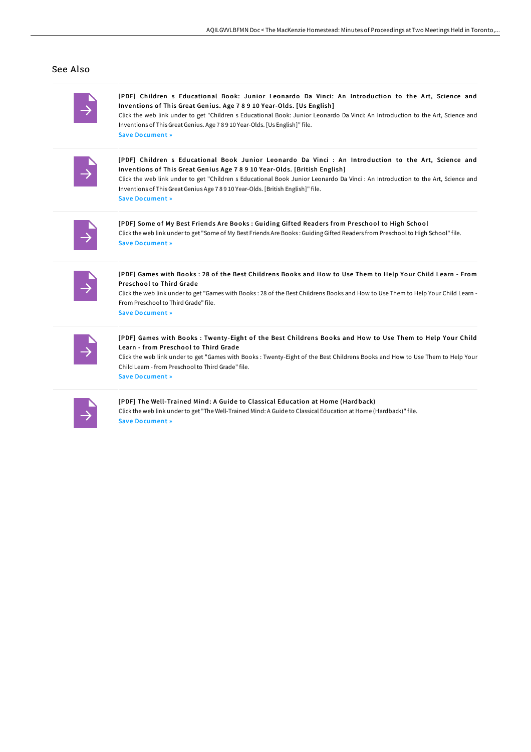## See Also

**[PDF] Children s Educational Book: Junior Leonardo Da Vinci: An Introduction to the Art, Science and Inventions of This Great Genius. Age 7 8 9 10 Year-Olds. [Us English]**

Click the web link under to get "Children s Educational Book: Junior Leonardo Da Vinci: An Introduction to the Art, Science and Inventions of This Great Genius. Age 7 8 9 10 Year-Olds. [Us English]" file.

Save Document »

**[PDF] Children s Educational Book Junior Leonardo Da Vinci : An Introduction to the Art, Science and Inventions of This Great Genius Age 7 8 9 10 Year-Olds. [British English]**

Click the web link under to get "Children s Educational Book Junior Leonardo Da Vinci : An Introduction to the Art, Science and Inventions of This Great Genius Age 7 8 9 10 Year-Olds. [British English]" file.

Save Document »

**[PDF] Some of My Best Friends Are Books : Guiding Gifted Readers from Preschool to High School**

Click the web link under to get "Some of My Best Friends Are Books : Guiding Gifted Readers from Preschool to High School" file.

Save Document »

**[PDF] Games with Books : 28 of the Best Childrens Books and How to Use Them to Help Your Child Learn - From Preschool to Third Grade**

Click the web link under to get "Games with Books : 28 of the Best Childrens Books and How to Use Them to Help Your Child Learn - From Preschool to Third Grade" file.

Save Document »

**[PDF] Games with Books : Twenty-Eight of the Best Childrens Books and How to Use Them to Help Your Child Learn - from Preschool to Third Grade**

Click the web link under to get "Games with Books : Twenty-Eight of the Best Childrens Books and How to Use Them to Help Your Child Learn - from Preschool to Third Grade" file.

Save Document »

**[PDF] The Well-Trained Mind: A Guide to Classical Education at Home (Hardback)**

Click the web link under to get "The Well-Trained Mind: A Guide to Classical Education at Home (Hardback)" file.

Save Document »